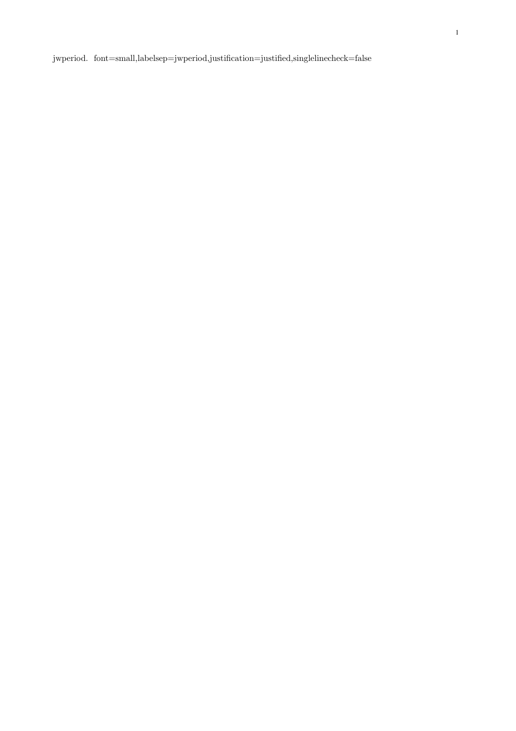jwperiod. font=small,labelsep=jwperiod,justification=justified,singlelinecheck=false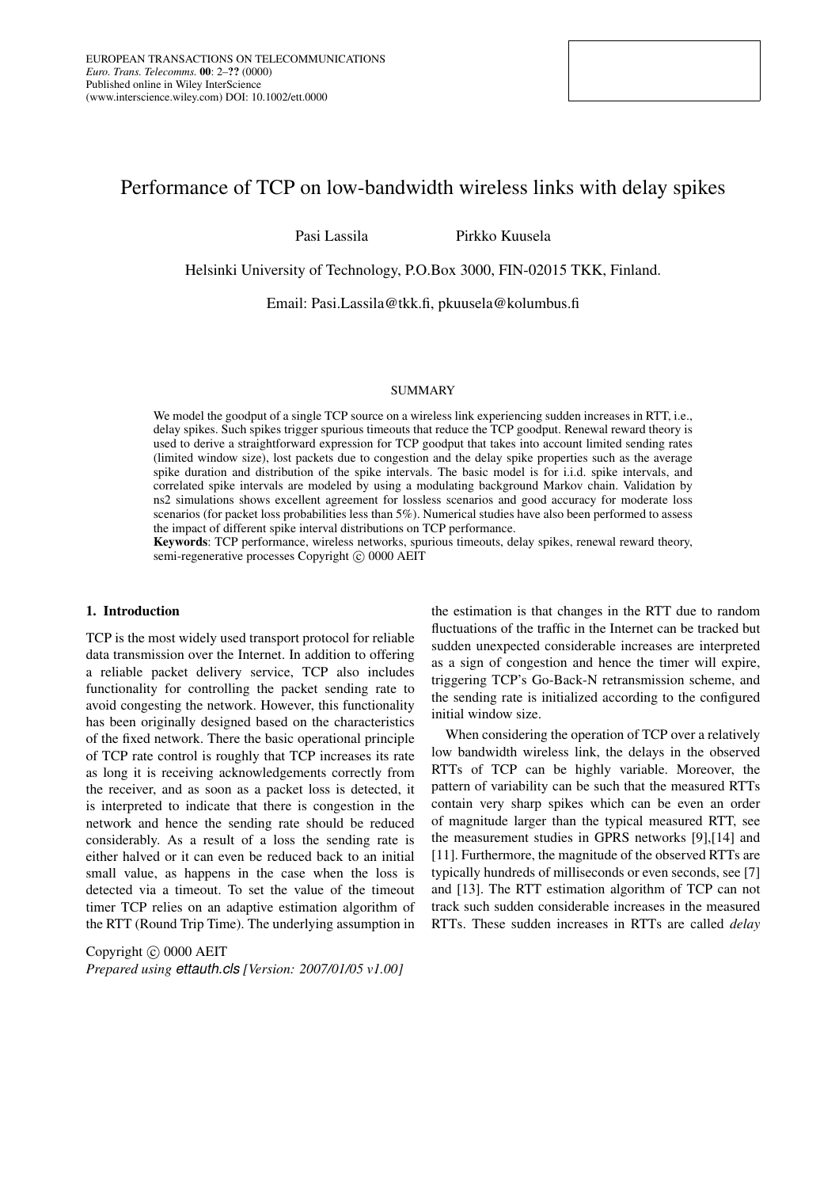# Performance of TCP on low-bandwidth wireless links with delay spikes

Pasi Lassila Pirkko Kuusela

Helsinki University of Technology, P.O.Box 3000, FIN-02015 TKK, Finland.

Email: Pasi.Lassila@tkk.fi, pkuusela@kolumbus.fi

## SUMMARY

We model the goodput of a single TCP source on a wireless link experiencing sudden increases in RTT, i.e., delay spikes. Such spikes trigger spurious timeouts that reduce the TCP goodput. Renewal reward theory is used to derive a straightforward expression for TCP goodput that takes into account limited sending rates (limited window size), lost packets due to congestion and the delay spike properties such as the average spike duration and distribution of the spike intervals. The basic model is for i.i.d. spike intervals, and correlated spike intervals are modeled by using a modulating background Markov chain. Validation by ns2 simulations shows excellent agreement for lossless scenarios and good accuracy for moderate loss scenarios (for packet loss probabilities less than 5%). Numerical studies have also been performed to assess the impact of different spike interval distributions on TCP performance.

**Keywords**: TCP performance, wireless networks, spurious timeouts, delay spikes, renewal reward theory, semi-regenerative processes Copyright © 0000 AEIT

## 1. Introduction

TCP is the most widely used transport protocol for reliable data transmission over the Internet. In addition to offering a reliable packet delivery service, TCP also includes functionality for controlling the packet sending rate to avoid congesting the network. However, this functionality has been originally designed based on the characteristics of the fixed network. There the basic operational principle of TCP rate control is roughly that TCP increases its rate as long it is receiving acknowledgements correctly from the receiver, and as soon as a packet loss is detected, it is interpreted to indicate that there is congestion in the network and hence the sending rate should be reduced considerably. As a result of a loss the sending rate is either halved or it can even be reduced back to an initial small value, as happens in the case when the loss is detected via a timeout. To set the value of the timeout timer TCP relies on an adaptive estimation algorithm of the RTT (Round Trip Time). The underlying assumption in the estimation is that changes in the RTT due to random fluctuations of the traffic in the Internet can be tracked but sudden unexpected considerable increases are interpreted as a sign of congestion and hence the timer will expire, triggering TCP's Go-Back-N retransmission scheme, and the sending rate is initialized according to the configured initial window size.

When considering the operation of TCP over a relatively low bandwidth wireless link, the delays in the observed RTTs of TCP can be highly variable. Moreover, the pattern of variability can be such that the measured RTTs contain very sharp spikes which can be even an order of magnitude larger than the typical measured RTT, see the measurement studies in GPRS networks [9],[14] and [11]. Furthermore, the magnitude of the observed RTTs are typically hundreds of milliseconds or even seconds, see [7] and [13]. The RTT estimation algorithm of TCP can not track such sudden considerable increases in the measured RTTs. These sudden increases in RTTs are called *delay*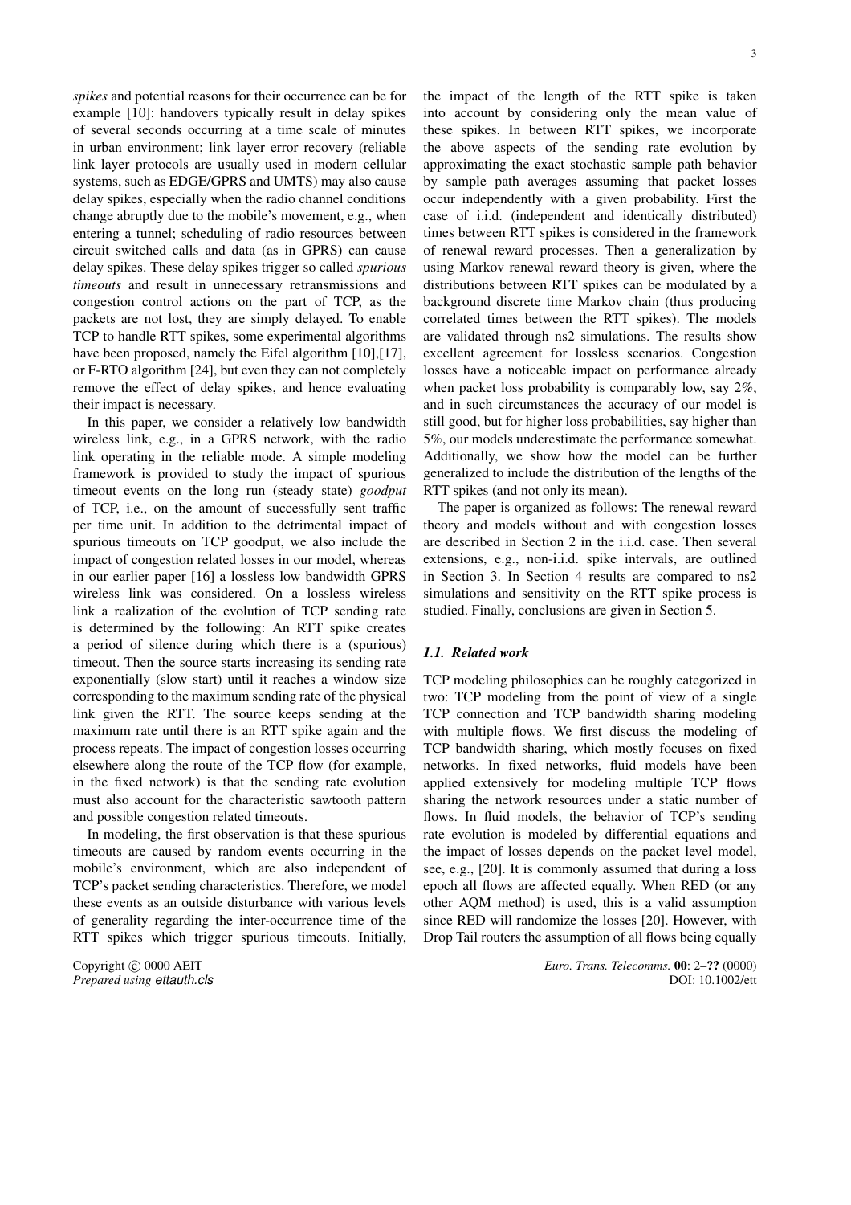*spikes* and potential reasons for their occurrence can be for example [10]: handovers typically result in delay spikes of several seconds occurring at a time scale of minutes in urban environment; link layer error recovery (reliable link layer protocols are usually used in modern cellular systems, such as EDGE/GPRS and UMTS) may also cause delay spikes, especially when the radio channel conditions change abruptly due to the mobile's movement, e.g., when entering a tunnel; scheduling of radio resources between circuit switched calls and data (as in GPRS) can cause delay spikes. These delay spikes trigger so called *spurious timeouts* and result in unnecessary retransmissions and congestion control actions on the part of TCP, as the packets are not lost, they are simply delayed. To enable TCP to handle RTT spikes, some experimental algorithms have been proposed, namely the Eifel algorithm [10],[17], or F-RTO algorithm [24], but even they can not completely remove the effect of delay spikes, and hence evaluating their impact is necessary.

In this paper, we consider a relatively low bandwidth wireless link, e.g., in a GPRS network, with the radio link operating in the reliable mode. A simple modeling framework is provided to study the impact of spurious timeout events on the long run (steady state) *goodput* of TCP, i.e., on the amount of successfully sent traffic per time unit. In addition to the detrimental impact of spurious timeouts on TCP goodput, we also include the impact of congestion related losses in our model, whereas in our earlier paper [16] a lossless low bandwidth GPRS wireless link was considered. On a lossless wireless link a realization of the evolution of TCP sending rate is determined by the following: An RTT spike creates a period of silence during which there is a (spurious) timeout. Then the source starts increasing its sending rate exponentially (slow start) until it reaches a window size corresponding to the maximum sending rate of the physical link given the RTT. The source keeps sending at the maximum rate until there is an RTT spike again and the process repeats. The impact of congestion losses occurring elsewhere along the route of the TCP flow (for example, in the fixed network) is that the sending rate evolution must also account for the characteristic sawtooth pattern and possible congestion related timeouts.

In modeling, the first observation is that these spurious timeouts are caused by random events occurring in the mobile's environment, which are also independent of TCP's packet sending characteristics. Therefore, we model these events as an outside disturbance with various levels of generality regarding the inter-occurrence time of the RTT spikes which trigger spurious timeouts. Initially, the impact of the length of the RTT spike is taken into account by considering only the mean value of these spikes. In between RTT spikes, we incorporate the above aspects of the sending rate evolution by approximating the exact stochastic sample path behavior by sample path averages assuming that packet losses occur independently with a given probability. First the case of i.i.d. (independent and identically distributed) times between RTT spikes is considered in the framework of renewal reward processes. Then a generalization by using Markov renewal reward theory is given, where the distributions between RTT spikes can be modulated by a background discrete time Markov chain (thus producing correlated times between the RTT spikes). The models are validated through ns2 simulations. The results show excellent agreement for lossless scenarios. Congestion losses have a noticeable impact on performance already when packet loss probability is comparably low, say 2%, and in such circumstances the accuracy of our model is still good, but for higher loss probabilities, say higher than 5%, our models underestimate the performance somewhat. Additionally, we show how the model can be further generalized to include the distribution of the lengths of the RTT spikes (and not only its mean).

The paper is organized as follows: The renewal reward theory and models without and with congestion losses are described in Section 2 in the i.i.d. case. Then several extensions, e.g., non-i.i.d. spike intervals, are outlined in Section 3. In Section 4 results are compared to ns2 simulations and sensitivity on the RTT spike process is studied. Finally, conclusions are given in Section 5.

### *1.1. Related work*

TCP modeling philosophies can be roughly categorized in two: TCP modeling from the point of view of a single TCP connection and TCP bandwidth sharing modeling with multiple flows. We first discuss the modeling of TCP bandwidth sharing, which mostly focuses on fixed networks. In fixed networks, fluid models have been applied extensively for modeling multiple TCP flows sharing the network resources under a static number of flows. In fluid models, the behavior of TCP's sending rate evolution is modeled by differential equations and the impact of losses depends on the packet level model, see, e.g., [20]. It is commonly assumed that during a loss epoch all flows are affected equally. When RED (or any other AQM method) is used, this is a valid assumption since RED will randomize the losses [20]. However, with Drop Tail routers the assumption of all flows being equally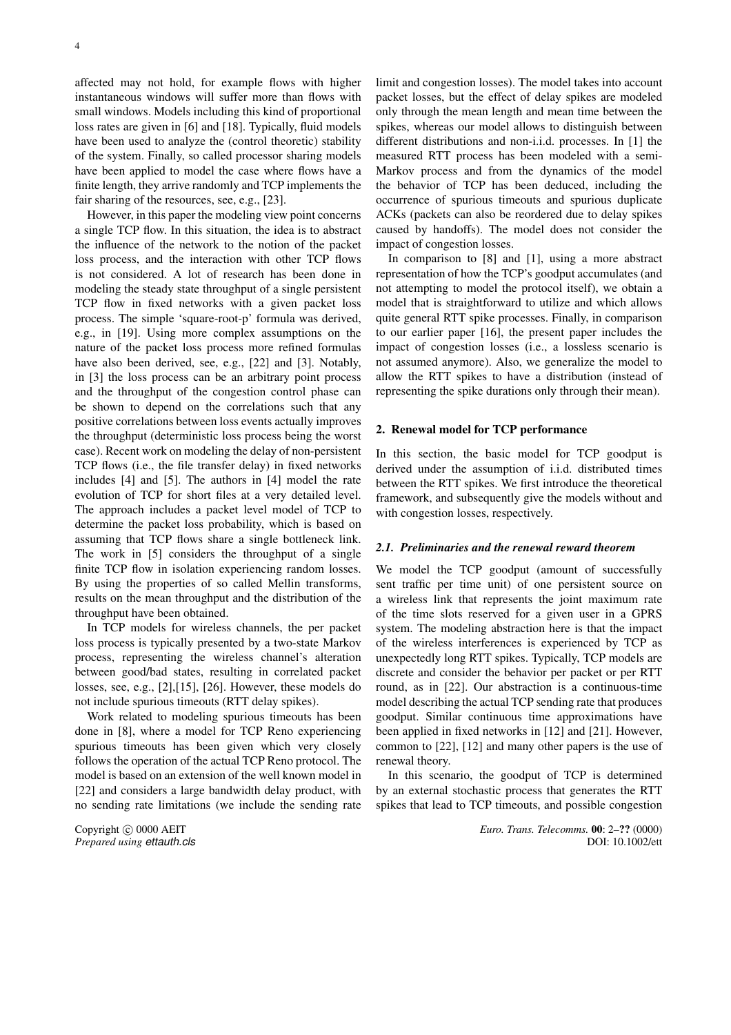affected may not hold, for example flows with higher instantaneous windows will suffer more than flows with small windows. Models including this kind of proportional loss rates are given in [6] and [18]. Typically, fluid models have been used to analyze the (control theoretic) stability of the system. Finally, so called processor sharing models have been applied to model the case where flows have a finite length, they arrive randomly and TCP implements the fair sharing of the resources, see, e.g., [23].

However, in this paper the modeling view point concerns a single TCP flow. In this situation, the idea is to abstract the influence of the network to the notion of the packet loss process, and the interaction with other TCP flows is not considered. A lot of research has been done in modeling the steady state throughput of a single persistent TCP flow in fixed networks with a given packet loss process. The simple 'square-root-p' formula was derived, e.g., in [19]. Using more complex assumptions on the nature of the packet loss process more refined formulas have also been derived, see, e.g., [22] and [3]. Notably, in [3] the loss process can be an arbitrary point process and the throughput of the congestion control phase can be shown to depend on the correlations such that any positive correlations between loss events actually improves the throughput (deterministic loss process being the worst case). Recent work on modeling the delay of non-persistent TCP flows (i.e., the file transfer delay) in fixed networks includes [4] and [5]. The authors in [4] model the rate evolution of TCP for short files at a very detailed level. The approach includes a packet level model of TCP to determine the packet loss probability, which is based on assuming that TCP flows share a single bottleneck link. The work in [5] considers the throughput of a single finite TCP flow in isolation experiencing random losses. By using the properties of so called Mellin transforms, results on the mean throughput and the distribution of the throughput have been obtained.

In TCP models for wireless channels, the per packet loss process is typically presented by a two-state Markov process, representing the wireless channel's alteration between good/bad states, resulting in correlated packet losses, see, e.g., [2],[15], [26]. However, these models do not include spurious timeouts (RTT delay spikes).

Work related to modeling spurious timeouts has been done in [8], where a model for TCP Reno experiencing spurious timeouts has been given which very closely follows the operation of the actual TCP Reno protocol. The model is based on an extension of the well known model in [22] and considers a large bandwidth delay product, with no sending rate limitations (we include the sending rate limit and congestion losses). The model takes into account packet losses, but the effect of delay spikes are modeled only through the mean length and mean time between the spikes, whereas our model allows to distinguish between different distributions and non-i.i.d. processes. In [1] the measured RTT process has been modeled with a semi-Markov process and from the dynamics of the model the behavior of TCP has been deduced, including the occurrence of spurious timeouts and spurious duplicate ACKs (packets can also be reordered due to delay spikes caused by handoffs). The model does not consider the impact of congestion losses.

In comparison to [8] and [1], using a more abstract representation of how the TCP's goodput accumulates (and not attempting to model the protocol itself), we obtain a model that is straightforward to utilize and which allows quite general RTT spike processes. Finally, in comparison to our earlier paper [16], the present paper includes the impact of congestion losses (i.e., a lossless scenario is not assumed anymore). Also, we generalize the model to allow the RTT spikes to have a distribution (instead of representing the spike durations only through their mean).

## 2. Renewal model for TCP performance

In this section, the basic model for TCP goodput is derived under the assumption of i.i.d. distributed times between the RTT spikes. We first introduce the theoretical framework, and subsequently give the models without and with congestion losses, respectively.

### *2.1. Preliminaries and the renewal reward theorem*

We model the TCP goodput (amount of successfully sent traffic per time unit) of one persistent source on a wireless link that represents the joint maximum rate of the time slots reserved for a given user in a GPRS system. The modeling abstraction here is that the impact of the wireless interferences is experienced by TCP as unexpectedly long RTT spikes. Typically, TCP models are discrete and consider the behavior per packet or per RTT round, as in [22]. Our abstraction is a continuous-time model describing the actual TCP sending rate that produces goodput. Similar continuous time approximations have been applied in fixed networks in [12] and [21]. However, common to [22], [12] and many other papers is the use of renewal theory.

In this scenario, the goodput of TCP is determined by an external stochastic process that generates the RTT spikes that lead to TCP timeouts, and possible congestion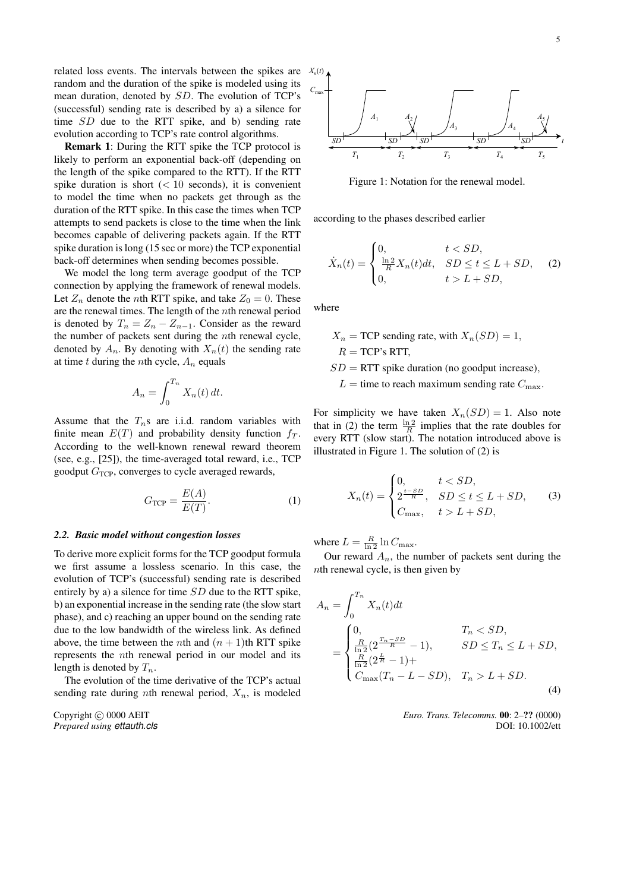related loss events. The intervals between the spikes are random and the duration of the spike is modeled using its mean duration, denoted by $SD$. The evolution of TCP's (successful) sending rate is described by a) a silence for time $SD$ due to the RTT spike, and b) sending rate evolution according to TCP's rate control algorithms.

**Remark 1**: During the RTT spike the TCP protocol is likely to perform an exponential back-off (depending on the length of the spike compared to the RTT). If the RTT spike duration is short ($< 10$ seconds), it is convenient to model the time when no packets get through as the duration of the RTT spike. In this case the times when TCP attempts to send packets is close to the time when the link becomes capable of delivering packets again. If the RTT spike duration is long (15 sec or more) the TCP exponential back-off determines when sending becomes possible.

We model the long term average goodput of the TCP connection by applying the framework of renewal models. Let $Z_n$ denote the $n$th RTT spike, and take $Z_0 = 0$. These are the renewal times. The length of the $n$th renewal period is denoted by $T_n = Z_n - Z_{n-1}$. Consider as the reward the number of packets sent during the $n$th renewal cycle, denoted by $A_n$. By denoting with $X_n(t)$ the sending rate at time $t$ during the $n$th cycle, $A_n$ equals

$$A_n = \int_0^{T_n} X_n(t)\,dt.$$

Assume that the $T_n$s are i.i.d. random variables with finite mean $E(T)$ and probability density function $f_T$. According to the well-known renewal reward theorem (see, e.g., [25]), the time-averaged total reward, i.e., TCP goodput $G_{\text{TCP}}$, converges to cycle averaged rewards,

$$G_{\text{TCP}} = \frac{E(A)}{E(T)}. \tag{1}$$

### 2.2. Basic model without congestion losses

To derive more explicit forms for the TCP goodput formula we first assume a lossless scenario. In this case, the evolution of TCP's (successful) sending rate is described entirely by a) a silence for time $SD$ due to the RTT spike, b) an exponential increase in the sending rate (the slow start phase), and c) reaching an upper bound on the sending rate due to the low bandwidth of the wireless link. As defined above, the time between the $n$th and $(n+1)$th RTT spike represents the $n$th renewal period in our model and its length is denoted by $T_n$.

The evolution of the time derivative of the TCP's actual sending rate during $n$th renewal period, $X_n$, is modeled according to the phases described earlier

Figure 1: Notation for the renewal model.

$$\dot{X}_n(t) = \begin{cases} 0, & t < SD, \\ \frac{\ln 2}{R} X_n(t)dt, & SD \le t \le L + SD, \\ 0, & t > L + SD, \end{cases} \tag{2}$$

where

$X_n$ = TCP sending rate, with $X_n(SD) = 1$,
$R$ = TCP's RTT,
$SD$ = RTT spike duration (no goodput increase),
$L$ = time to reach maximum sending rate $C_{\max}$.

For simplicity we have taken $X_n(SD) = 1$. Also note that in (2) the term $\frac{\ln 2}{R}$ implies that the rate doubles for every RTT (slow start). The notation introduced above is illustrated in Figure 1. The solution of (2) is

$$X_n(t) = \begin{cases} 0, & t < SD, \\ 2^{\frac{t-SD}{R}}, & SD \le t \le L + SD, \\ C_{\max}, & t > L + SD, \end{cases} \tag{3}$$

where $L = \frac{R}{\ln 2} \ln C_{\max}$.

Our reward $A_n$, the number of packets sent during the $n$th renewal cycle, is then given by

$$A_n = \int_0^{T_n} X_n(t)dt = \begin{cases} 0, & T_n < SD, \\ \frac{R}{\ln 2}(2^{\frac{T_n - SD}{R}} - 1), & SD \le T_n \le L + SD, \\ \frac{R}{\ln 2}(2^{\frac{L}{R}} - 1) + \\ C_{\max}(T_n - L - SD), & T_n > L + SD. \end{cases} \tag{4}$$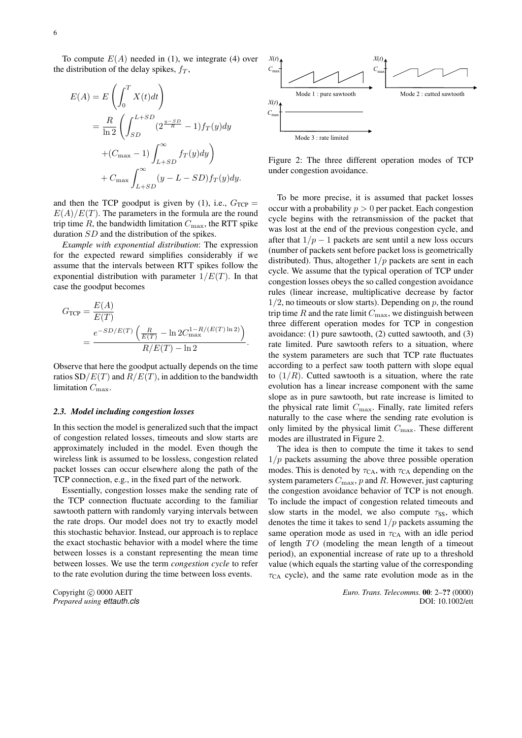To compute $E(A)$ needed in (1), we integrate (4) over the distribution of the delay spikes, $f_T$,

$$
\begin{aligned}
E(A) &= E\left(\int_0^T X(t)dt\right) \\
&= \frac{R}{\ln 2}\left(\int_{SD}^{L+SD}(2^{\frac{y-SD}{R}}-1)f_T(y)dy \right.\\
&\quad \left. +(C_{\max}-1)\int_{L+SD}^{\infty} f_T(y)dy\right) \\
&\quad + C_{\max}\int_{L+SD}^{\infty}(y-L-SD)f_T(y)dy.
\end{aligned}
$$

and then the TCP goodput is given by (1), i.e., $G_{\text{TCP}} = E(A)/E(T)$. The parameters in the formula are the round trip time $R$, the bandwidth limitation $C_{\max}$, the RTT spike duration $SD$ and the distribution of the spikes.

*Example with exponential distribution*: The expression for the expected reward simplifies considerably if we assume that the intervals between RTT spikes follow the exponential distribution with parameter $1/E(T)$. In that case the goodput becomes

$$
\begin{aligned}
G_{\text{TCP}} &= \frac{E(A)}{E(T)} \\
&= \frac{e^{-SD/E(T)}\left(\frac{R}{E(T)} - \ln 2 C_{\max}^{1-R/(E(T)\ln 2)}\right)}{R/E(T)-\ln 2}.
\end{aligned}
$$

Observe that here the goodput actually depends on the time ratios $\text{SD}/E(T)$ and $R/E(T)$, in addition to the bandwidth limitation $C_{\max}$.

### 2.3. Model including congestion losses

In this section the model is generalized such that the impact of congestion related losses, timeouts and slow starts are approximately included in the model. Even though the wireless link is assumed to be lossless, congestion related packet losses can occur elsewhere along the path of the TCP connection, e.g., in the fixed part of the network.

Essentially, congestion losses make the sending rate of the TCP connection fluctuate according to the familiar sawtooth pattern with randomly varying intervals between the rate drops. Our model does not try to exactly model this stochastic behavior. Instead, our approach is to replace the exact stochastic behavior with a model where the time between losses is a constant representing the mean time between losses. We use the term *congestion cycle* to refer to the rate evolution during the time between loss events.

Figure 2: The three different operation modes of TCP under congestion avoidance.

To be more precise, it is assumed that packet losses occur with a probability $p > 0$ per packet. Each congestion cycle begins with the retransmission of the packet that was lost at the end of the previous congestion cycle, and after that $1/p - 1$ packets are sent until a new loss occurs (number of packets sent before packet loss is geometrically distributed). Thus, altogether $1/p$ packets are sent in each cycle. We assume that the typical operation of TCP under congestion losses obeys the so called congestion avoidance rules (linear increase, multiplicative decrease by factor $1/2$, no timeouts or slow starts). Depending on $p$, the round trip time $R$ and the rate limit $C_{\max}$, we distinguish between three different operation modes for TCP in congestion avoidance: (1) pure sawtooth, (2) cutted sawtooth, and (3) rate limited. Pure sawtooth refers to a situation, where the system parameters are such that TCP rate fluctuates according to a perfect saw tooth pattern with slope equal to $(1/R)$. Cutted sawtooth is a situation, where the rate evolution has a linear increase component with the same slope as in pure sawtooth, but rate increase is limited to the physical rate limit $C_{\max}$. Finally, rate limited refers naturally to the case where the sending rate evolution is only limited by the physical limit $C_{\max}$. These different modes are illustrated in Figure 2.

The idea is then to compute the time it takes to send $1/p$ packets assuming the above three possible operation modes. This is denoted by $\tau_{\text{CA}}$, with $\tau_{\text{CA}}$ depending on the system parameters $C_{\max}$, $p$ and $R$. However, just capturing the congestion avoidance behavior of TCP is not enough. To include the impact of congestion related timeouts and slow starts in the model, we also compute $\tau_{\text{SS}}$, which denotes the time it takes to send $1/p$ packets assuming the same operation mode as used in $\tau_{\text{CA}}$ with an idle period of length $TO$ (modeling the mean length of a timeout period), an exponential increase of rate up to a threshold value (which equals the starting value of the corresponding $\tau_{\text{CA}}$ cycle), and the same rate evolution mode as in the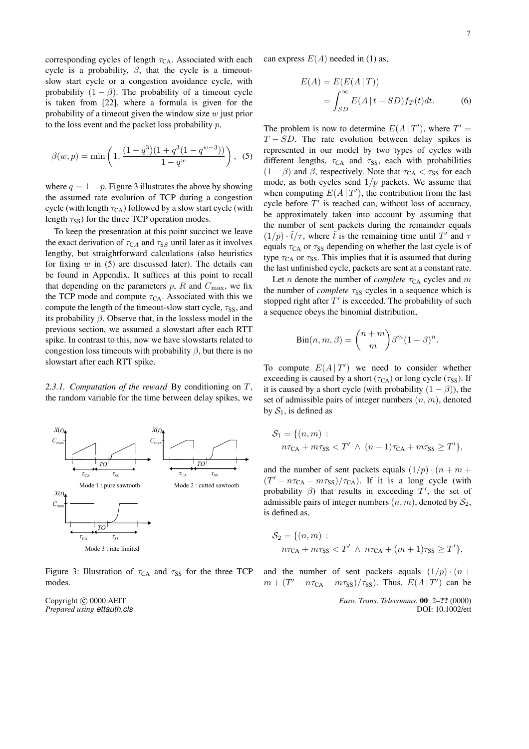corresponding cycles of length $\tau_{\text{CA}}$. Associated with each cycle is a probability, $\beta$, that the cycle is a timeout-slow start cycle or a congestion avoidance cycle, with probability $(1-\beta)$. The probability of a timeout cycle is taken from [22], where a formula is given for the probability of a timeout given the window size $w$ just prior to the loss event and the packet loss probability $p$,

$$\beta(w,p) = \min\left(1, \frac{(1-q^3)(1+q^3(1-q^{w-3}))}{1-q^w}\right), \quad (5)$$

where $q = 1-p$. Figure 3 illustrates the above by showing the assumed rate evolution of TCP during a congestion cycle (with length $\tau_{\text{CA}}$) followed by a slow start cycle (with length $\tau_{\text{SS}}$) for the three TCP operation modes.

To keep the presentation at this point succinct we leave the exact derivation of $\tau_{CA}$ and $\tau_{SS}$ until later as it involves lengthy, but straightforward calculations (also heuristics for fixing $w$ in (5) are discussed later). The details can be found in Appendix. It suffices at this point to recall that depending on the parameters $p$, $R$ and $C_{\max}$, we fix the TCP mode and compute $\tau_{\text{CA}}$. Associated with this we compute the length of the timeout-slow start cycle, $\tau_{\text{SS}}$, and its probability $\beta$. Observe that, in the lossless model in the previous section, we assumed a slowstart after each RTT spike. In contrast to this, now we have slowstarts related to congestion loss timeouts with probability $\beta$, but there is no slowstart after each RTT spike.

*2.3.1. Computation of the reward* By conditioning on $T$, the random variable for the time between delay spikes, we can express $E(A)$ needed in (1) as,

$$\begin{aligned} E(A) &= E(E(A \,|\, T)) \\ &= \int_{SD}^{\infty} E(A \,|\, t - SD) f_T(t) dt. \end{aligned} \quad (6)$$

Figure 3: Illustration of $\tau_{\text{CA}}$ and $\tau_{\text{SS}}$ for the three TCP modes.

The problem is now to determine $E(A \,|\, T')$, where $T' = T - SD$. The rate evolution between delay spikes is represented in our model by two types of cycles with different lengths, $\tau_{\text{CA}}$ and $\tau_{\text{SS}}$, each with probabilities $(1-\beta)$ and $\beta$, respectively. Note that $\tau_{\text{CA}} < \tau_{\text{SS}}$ for each mode, as both cycles send $1/p$ packets. We assume that when computing $E(A \,|\, T')$, the contribution from the last cycle before $T'$ is reached can, without loss of accuracy, be approximately taken into account by assuming that the number of sent packets during the remainder equals $(1/p) \cdot \tilde{t}/\tau$, where $\tilde{t}$ is the remaining time until $T'$ and $\tau$ equals $\tau_{\text{CA}}$ or $\tau_{\text{SS}}$ depending on whether the last cycle is of type $\tau_{\text{CA}}$ or $\tau_{\text{SS}}$. This implies that it is assumed that during the last unfinished cycle, packets are sent at a constant rate.

Let $n$ denote the number of *complete* $\tau_{\text{CA}}$ cycles and $m$ the number of *complete* $\tau_{\text{SS}}$ cycles in a sequence which is stopped right after $T'$ is exceeded. The probability of such a sequence obeys the binomial distribution,

$$\text{Bin}(n, m, \beta) = \binom{n+m}{m} \beta^m (1-\beta)^n.$$

To compute $E(A \,|\, T')$ we need to consider whether exceeding is caused by a short ($\tau_{\text{CA}}$) or long cycle ($\tau_{\text{SS}}$). If it is caused by a short cycle (with probability $(1-\beta)$), the set of admissible pairs of integer numbers $(n, m)$, denoted by $\mathcal{S}_1$, is defined as

$$\begin{aligned} \mathcal{S}_1 = \{(n, m) \,:\, \\ n\tau_{\text{CA}} + m\tau_{\text{SS}} < T' \;\wedge\; (n+1)\tau_{\text{CA}} + m\tau_{\text{SS}} \geq T'\}, \end{aligned}$$

and the number of sent packets equals $(1/p) \cdot (n + m + (T' - n\tau_{\text{CA}} - m\tau_{\text{SS}})/\tau_{\text{CA}})$. If it is a long cycle (with probability $\beta$) that results in exceeding $T'$, the set of admissible pairs of integer numbers $(n, m)$, denoted by $\mathcal{S}_2$, is defined as,

$$\begin{aligned} \mathcal{S}_2 = \{(n, m) \,:\, \\ n\tau_{\text{CA}} + m\tau_{\text{SS}} < T' \;\wedge\; n\tau_{\text{CA}} + (m+1)\tau_{\text{SS}} \geq T'\}, \end{aligned}$$

and the number of sent packets equals $(1/p) \cdot (n + m + (T' - n\tau_{\text{CA}} - m\tau_{\text{SS}})/\tau_{\text{SS}})$. Thus, $E(A \,|\, T')$ can be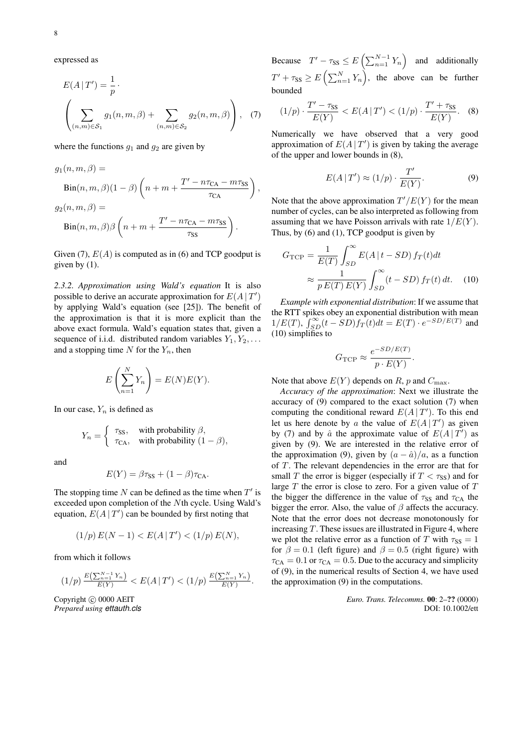expressed as

$$E(A\,|\,T') = \frac{1}{p} \cdot \left( \sum_{(n,m)\in\mathcal{S}_1} g_1(n,m,\beta) + \sum_{(n,m)\in\mathcal{S}_2} g_2(n,m,\beta) \right), \quad (7)$$

where the functions $g_1$ and $g_2$ are given by

$$g_1(n,m,\beta) = \text{Bin}(n,m,\beta)(1-\beta)\left(n+m+\frac{T'-n\tau_{\text{CA}}-m\tau_{\text{SS}}}{\tau_{\text{CA}}}\right),$$

$$g_2(n,m,\beta) = \text{Bin}(n,m,\beta)\beta\left(n+m+\frac{T'-n\tau_{\text{CA}}-m\tau_{\text{SS}}}{\tau_{\text{SS}}}\right).$$

Given (7), $E(A)$ is computed as in (6) and TCP goodput is given by (1).

*2.3.2. Approximation using Wald's equation* It is also possible to derive an accurate approximation for $E(A\,|\,T')$ by applying Wald's equation (see [25]). The benefit of the approximation is that it is more explicit than the above exact formula. Wald's equation states that, given a sequence of i.i.d. distributed random variables $Y_1, Y_2, \ldots$ and a stopping time $N$ for the $Y_n$, then

$$E\left(\sum_{n=1}^{N} Y_n\right) = E(N)E(Y).$$

In our case, $Y_n$ is defined as

$$Y_n = \begin{cases} \tau_{\text{SS}}, & \text{with probability } \beta, \\ \tau_{\text{CA}}, & \text{with probability } (1-\beta), \end{cases}$$

and

$$E(Y) = \beta\tau_{\text{SS}} + (1-\beta)\tau_{\text{CA}}.$$

The stopping time $N$ can be defined as the time when $T'$ is exceeded upon completion of the $N$th cycle. Using Wald's equation, $E(A\,|\,T')$ can be bounded by first noting that

$$(1/p)\,E(N-1) < E(A\,|\,T') < (1/p)\,E(N),$$

from which it follows

$$(1/p)\,\frac{E\left(\sum_{n=1}^{N-1} Y_n\right)}{E(Y)} < E(A\,|\,T') < (1/p)\,\frac{E\left(\sum_{n=1}^{N} Y_n\right)}{E(Y)}.$$

Because $T' - \tau_{\text{SS}} \leq E\left(\sum_{n=1}^{N-1} Y_n\right)$ and additionally $T' + \tau_{\text{SS}} \geq E\left(\sum_{n=1}^{N} Y_n\right)$, the above can be further bounded

$$(1/p)\cdot\frac{T'-\tau_{\text{SS}}}{E(Y)} < E(A\,|\,T') < (1/p)\cdot\frac{T'+\tau_{\text{SS}}}{E(Y)}. \quad (8)$$

Numerically we have observed that a very good approximation of $E(A\,|\,T')$ is given by taking the average of the upper and lower bounds in (8),

$$E(A\,|\,T') \approx (1/p)\cdot\frac{T'}{E(Y)}. \quad (9)$$

Note that the above approximation $T'/E(Y)$ for the mean number of cycles, can be also interpreted as following from assuming that we have Poisson arrivals with rate $1/E(Y)$. Thus, by (6) and (1), TCP goodput is given by

$$G_{\text{TCP}} = \frac{1}{E(T)}\int_{SD}^{\infty} E(A\,|\,t-SD)\,f_T(t)dt \approx \frac{1}{p\,E(T)\,E(Y)}\int_{SD}^{\infty}(t-SD)\,f_T(t)\,dt. \quad (10)$$

*Example with exponential distribution*: If we assume that the RTT spikes obey an exponential distribution with mean $1/E(T)$, $\int_{SD}^{\infty}(t-SD)f_T(t)dt = E(T)\cdot e^{-SD/E(T)}$ and (10) simplifies to

$$G_{\text{TCP}} \approx \frac{e^{-SD/E(T)}}{p\cdot E(Y)}.$$

Note that above $E(Y)$ depends on $R$, $p$ and $C_{\max}$.

*Accuracy of the approximation*: Next we illustrate the accuracy of (9) compared to the exact solution (7) when computing the conditional reward $E(A\,|\,T')$. To this end let us here denote by $a$ the value of $E(A\,|\,T')$ as given by (7) and by $\hat{a}$ the approximate value of $E(A\,|\,T')$ as given by (9). We are interested in the relative error of the approximation (9), given by $(a-\hat{a})/a$, as a function of $T$. The relevant dependencies in the error are that for small $T$ the error is bigger (especially if $T < \tau_{\text{SS}}$) and for large $T$ the error is close to zero. For a given value of $T$ the bigger the difference in the value of $\tau_{\text{SS}}$ and $\tau_{\text{CA}}$ the bigger the error. Also, the value of $\beta$ affects the accuracy. Note that the error does not decrease monotonously for increasing $T$. These issues are illustrated in Figure 4, where we plot the relative error as a function of $T$ with $\tau_{\text{SS}} = 1$ for $\beta = 0.1$ (left figure) and $\beta = 0.5$ (right figure) with $\tau_{\text{CA}} = 0.1$ or $\tau_{\text{CA}} = 0.5$. Due to the accuracy and simplicity of (9), in the numerical results of Section 4, we have used the approximation (9) in the computations.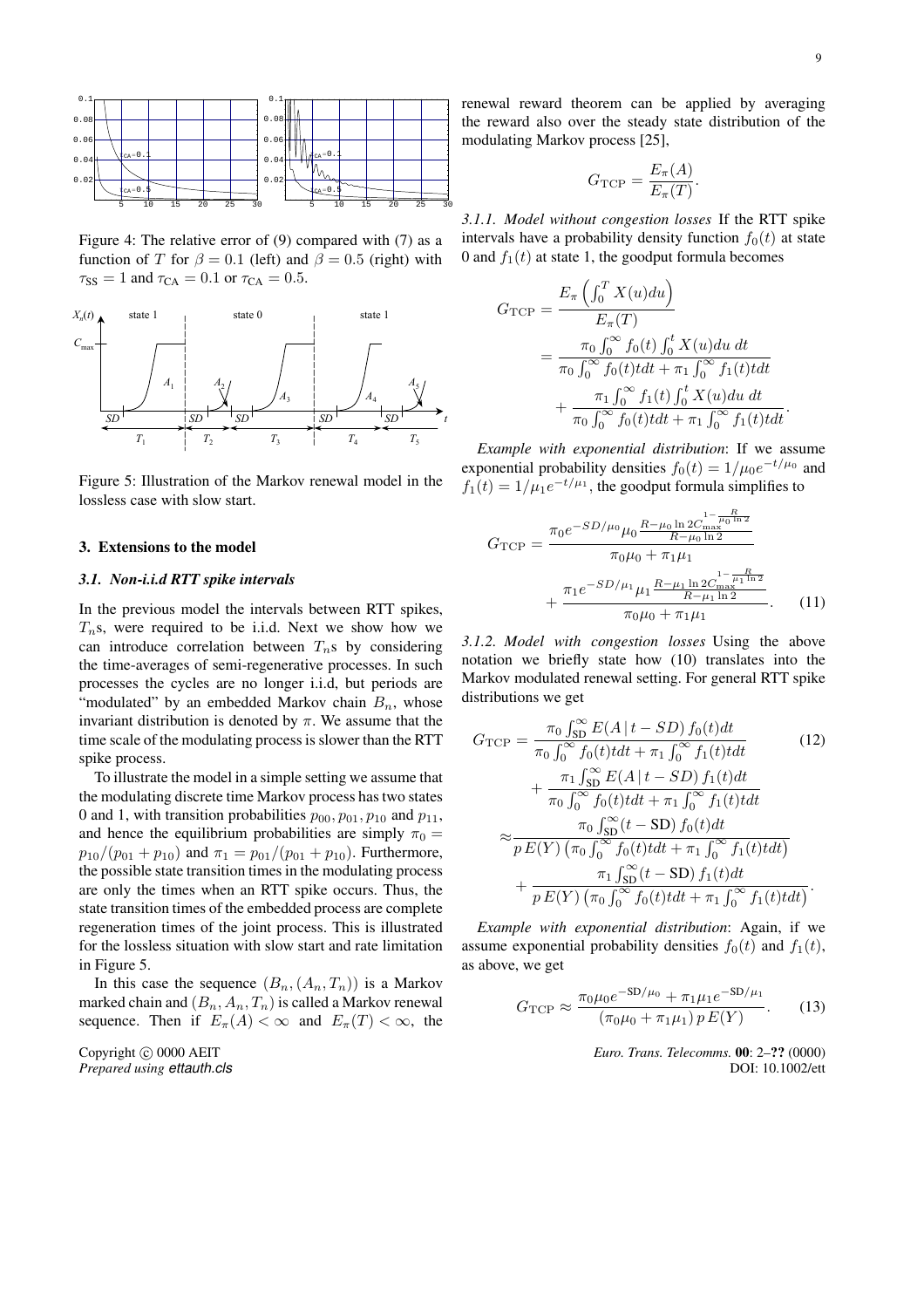Figure 4: The relative error of (9) compared with (7) as a function of $T$ for $\beta = 0.1$ (left) and $\beta = 0.5$ (right) with $\tau_{\text{SS}} = 1$ and $\tau_{\text{CA}} = 0.1$ or $\tau_{\text{CA}} = 0.5$.

Figure 5: Illustration of the Markov renewal model in the lossless case with slow start.

## 3. Extensions to the model

### 3.1. Non-i.i.d RTT spike intervals

In the previous model the intervals between RTT spikes, $T_n$s, were required to be i.i.d. Next we show how we can introduce correlation between $T_n$s by considering the time-averages of semi-regenerative processes. In such processes the cycles are no longer i.i.d, but periods are "modulated" by an embedded Markov chain $B_n$, whose invariant distribution is denoted by $\pi$. We assume that the time scale of the modulating process is slower than the RTT spike process.

To illustrate the model in a simple setting we assume that the modulating discrete time Markov process has two states 0 and 1, with transition probabilities $p_{00}, p_{01}, p_{10}$ and $p_{11}$, and hence the equilibrium probabilities are simply $\pi_0 = p_{10}/(p_{01} + p_{10})$ and $\pi_1 = p_{01}/(p_{01} + p_{10})$. Furthermore, the possible state transition times in the modulating process are only the times when an RTT spike occurs. Thus, the state transition times of the embedded process are complete regeneration times of the joint process. This is illustrated for the lossless situation with slow start and rate limitation in Figure 5.

In this case the sequence $(B_n, (A_n, T_n))$ is a Markov marked chain and $(B_n, A_n, T_n)$ is called a Markov renewal sequence. Then if $E_\pi(A) < \infty$ and $E_\pi(T) < \infty$, the renewal reward theorem can be applied by averaging the reward also over the steady state distribution of the modulating Markov process [25],

$$G_{\text{TCP}} = \frac{E_\pi(A)}{E_\pi(T)}.$$

*3.1.1. Model without congestion losses* If the RTT spike intervals have a probability density function $f_0(t)$ at state 0 and $f_1(t)$ at state 1, the goodput formula becomes

$$\begin{aligned}
G_{\text{TCP}} &= \frac{E_\pi\left(\int_0^T X(u)du\right)}{E_\pi(T)} \\
&= \frac{\pi_0 \int_0^\infty f_0(t) \int_0^t X(u)du \; dt}{\pi_0 \int_0^\infty f_0(t)tdt + \pi_1 \int_0^\infty f_1(t)tdt} \\
&\quad + \frac{\pi_1 \int_0^\infty f_1(t) \int_0^t X(u)du \; dt}{\pi_0 \int_0^\infty f_0(t)tdt + \pi_1 \int_0^\infty f_1(t)tdt}.
\end{aligned}$$

*Example with exponential distribution*: If we assume exponential probability densities $f_0(t) = 1/\mu_0 e^{-t/\mu_0}$ and $f_1(t) = 1/\mu_1 e^{-t/\mu_1}$, the goodput formula simplifies to

$$\begin{aligned}
G_{\text{TCP}} &= \frac{\pi_0 e^{-SD/\mu_0} \mu_0 \frac{R - \mu_0 \ln 2 C_{\max}^{1 - \frac{R}{\mu_0 \ln 2}}}{R - \mu_0 \ln 2}}{\pi_0 \mu_0 + \pi_1 \mu_1} \\
&\quad + \frac{\pi_1 e^{-SD/\mu_1} \mu_1 \frac{R - \mu_1 \ln 2 C_{\max}^{1 - \frac{R}{\mu_1 \ln 2}}}{R - \mu_1 \ln 2}}{\pi_0 \mu_0 + \pi_1 \mu_1}. \qquad (11)
\end{aligned}$$

*3.1.2. Model with congestion losses* Using the above notation we briefly state how (10) translates into the Markov modulated renewal setting. For general RTT spike distributions we get

$$\begin{aligned}
G_{\text{TCP}} &= \frac{\pi_0 \int_{\text{SD}}^\infty E(A \,|\, t - SD) \, f_0(t)dt}{\pi_0 \int_0^\infty f_0(t)tdt + \pi_1 \int_0^\infty f_1(t)tdt} \qquad (12) \\
&\quad + \frac{\pi_1 \int_{\text{SD}}^\infty E(A \,|\, t - SD) \, f_1(t)dt}{\pi_0 \int_0^\infty f_0(t)tdt + \pi_1 \int_0^\infty f_1(t)tdt} \\
&\approx \frac{\pi_0 \int_{\text{SD}}^\infty (t - \text{SD}) \, f_0(t)dt}{p \, E(Y) \left(\pi_0 \int_0^\infty f_0(t)tdt + \pi_1 \int_0^\infty f_1(t)tdt\right)} \\
&\quad + \frac{\pi_1 \int_{\text{SD}}^\infty (t - \text{SD}) \, f_1(t)dt}{p \, E(Y) \left(\pi_0 \int_0^\infty f_0(t)tdt + \pi_1 \int_0^\infty f_1(t)tdt\right)}.
\end{aligned}$$

*Example with exponential distribution*: Again, if we assume exponential probability densities $f_0(t)$ and $f_1(t)$, as above, we get

$$G_{\text{TCP}} \approx \frac{\pi_0 \mu_0 e^{-\text{SD}/\mu_0} + \pi_1 \mu_1 e^{-\text{SD}/\mu_1}}{(\pi_0 \mu_0 + \pi_1 \mu_1) \, p \, E(Y)}. \qquad (13)$$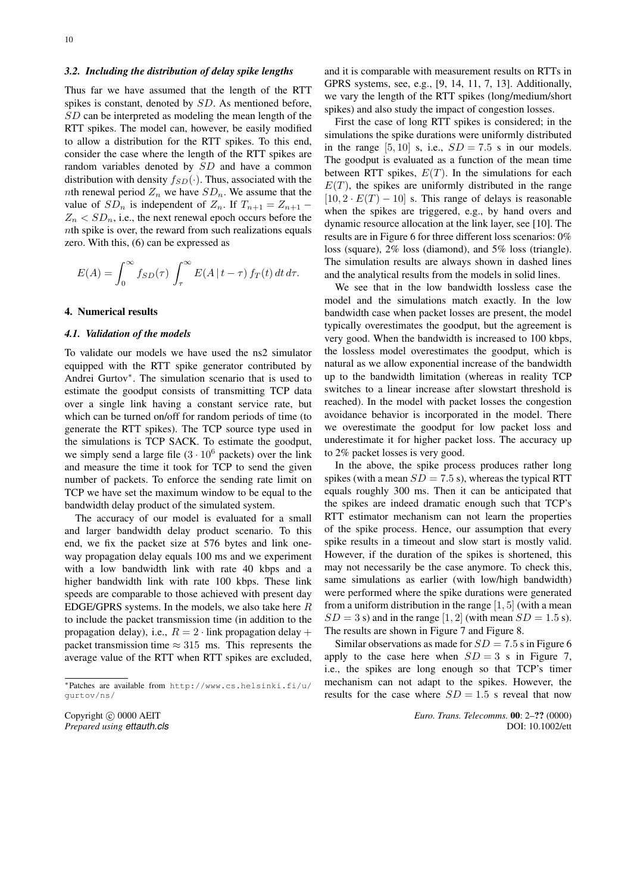### 3.2. Including the distribution of delay spike lengths

Thus far we have assumed that the length of the RTT spikes is constant, denoted by $SD$. As mentioned before, $SD$ can be interpreted as modeling the mean length of the RTT spikes. The model can, however, be easily modified to allow a distribution for the RTT spikes. To this end, consider the case where the length of the RTT spikes are random variables denoted by $SD$ and have a common distribution with density $f_{SD}(\cdot)$. Thus, associated with the $n$th renewal period $Z_n$ we have $SD_n$. We assume that the value of $SD_n$ is independent of $Z_n$. If $T_{n+1} = Z_{n+1} - Z_n < SD_n$, i.e., the next renewal epoch occurs before the $n$th spike is over, the reward from such realizations equals zero. With this, (6) can be expressed as

$$E(A) = \int_0^{\infty} f_{SD}(\tau) \int_{\tau}^{\infty} E(A \,|\, t - \tau)\, f_T(t)\, dt\, d\tau.$$

## 4. Numerical results

### 4.1. Validation of the models

To validate our models we have used the ns2 simulator equipped with the RTT spike generator contributed by Andrei Gurtov*. The simulation scenario that is used to estimate the goodput consists of transmitting TCP data over a single link having a constant service rate, but which can be turned on/off for random periods of time (to generate the RTT spikes). The TCP source type used in the simulations is TCP SACK. To estimate the goodput, we simply send a large file ($3 \cdot 10^6$ packets) over the link and measure the time it took for TCP to send the given number of packets. To enforce the sending rate limit on TCP we have set the maximum window to be equal to the bandwidth delay product of the simulated system.

The accuracy of our model is evaluated for a small and larger bandwidth delay product scenario. To this end, we fix the packet size at 576 bytes and link one-way propagation delay equals 100 ms and we experiment with a low bandwidth link with rate 40 kbps and a higher bandwidth link with rate 100 kbps. These link speeds are comparable to those achieved with present day EDGE/GPRS systems. In the models, we also take here $R$ to include the packet transmission time (in addition to the propagation delay), i.e., $R = 2 \cdot$ link propagation delay + packet transmission time $\approx 315$ ms. This represents the average value of the RTT when RTT spikes are excluded, and it is comparable with measurement results on RTTs in GPRS systems, see, e.g., [9, 14, 11, 7, 13]. Additionally, we vary the length of the RTT spikes (long/medium/short spikes) and also study the impact of congestion losses.

First the case of long RTT spikes is considered; in the simulations the spike durations were uniformly distributed in the range $[5, 10]$ s, i.e., $SD = 7.5$ s in our models. The goodput is evaluated as a function of the mean time between RTT spikes, $E(T)$. In the simulations for each $E(T)$, the spikes are uniformly distributed in the range $[10, 2 \cdot E(T) - 10]$ s. This range of delays is reasonable when the spikes are triggered, e.g., by hand overs and dynamic resource allocation at the link layer, see [10]. The results are in Figure 6 for three different loss scenarios: 0% loss (square), 2% loss (diamond), and 5% loss (triangle). The simulation results are always shown in dashed lines and the analytical results from the models in solid lines.

We see that in the low bandwidth lossless case the model and the simulations match exactly. In the low bandwidth case when packet losses are present, the model typically overestimates the goodput, but the agreement is very good. When the bandwidth is increased to 100 kbps, the lossless model overestimates the goodput, which is natural as we allow exponential increase of the bandwidth up to the bandwidth limitation (whereas in reality TCP switches to a linear increase after slowstart threshold is reached). In the model with packet losses the congestion avoidance behavior is incorporated in the model. There we overestimate the goodput for low packet loss and underestimate it for higher packet loss. The accuracy up to 2% packet losses is very good.

In the above, the spike process produces rather long spikes (with a mean $SD = 7.5$ s), whereas the typical RTT equals roughly 300 ms. Then it can be anticipated that the spikes are indeed dramatic enough such that TCP's RTT estimator mechanism can not learn the properties of the spike process. Hence, our assumption that every spike results in a timeout and slow start is mostly valid. However, if the duration of the spikes is shortened, this may not necessarily be the case anymore. To check this, same simulations as earlier (with low/high bandwidth) were performed where the spike durations were generated from a uniform distribution in the range $[1, 5]$ (with a mean $SD = 3$ s) and in the range $[1, 2]$ (with mean $SD = 1.5$ s). The results are shown in Figure 7 and Figure 8.

Similar observations as made for $SD = 7.5$ s in Figure 6 apply to the case here when $SD = 3$ s in Figure 7, i.e., the spikes are long enough so that TCP's timer mechanism can not adapt to the spikes. However, the results for the case where $SD = 1.5$ s reveal that now

*Patches are available from http://www.cs.helsinki.fi/u/gurtov/ns/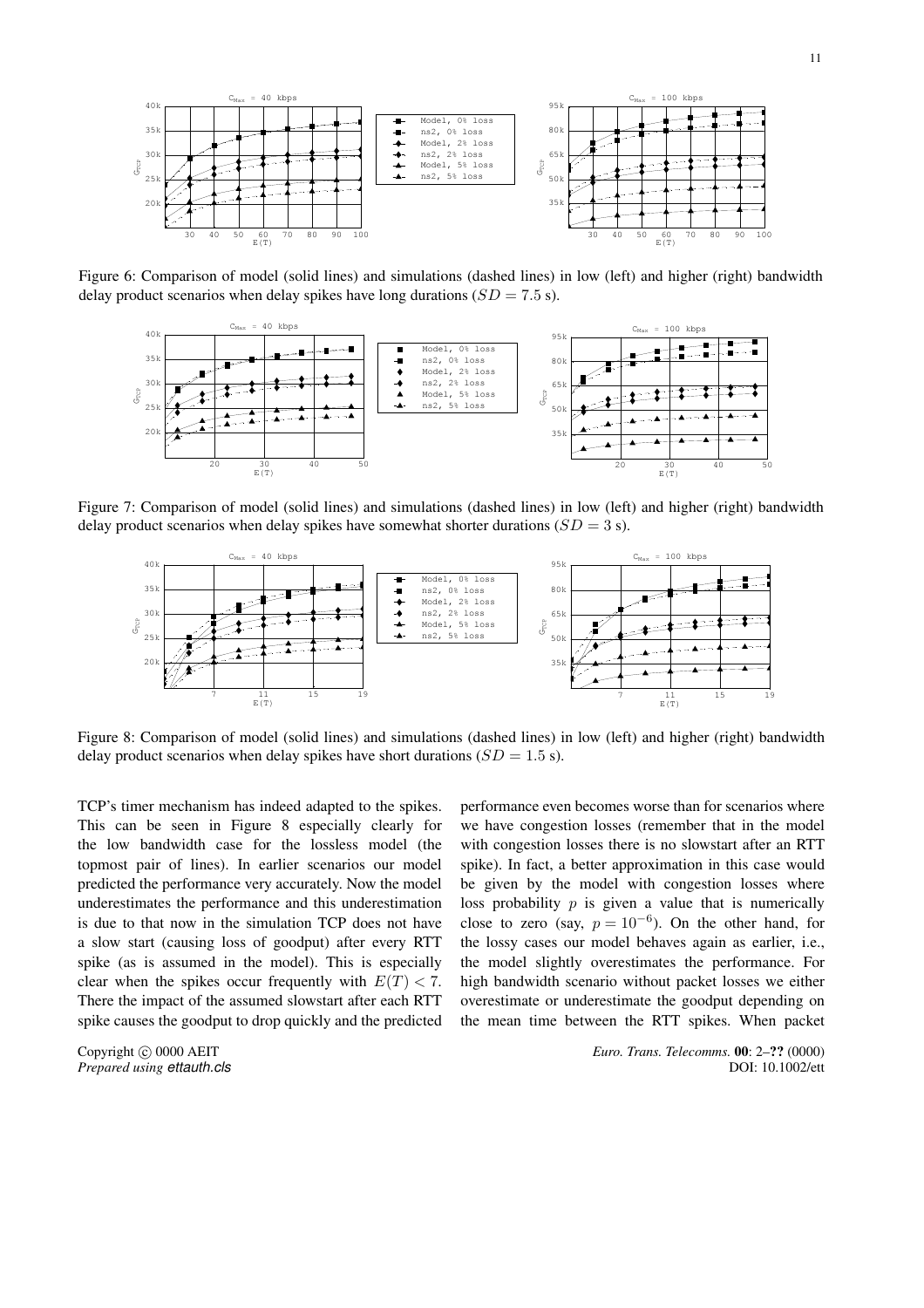Figure 6: Comparison of model (solid lines) and simulations (dashed lines) in low (left) and higher (right) bandwidth delay product scenarios when delay spikes have long durations ($SD = 7.5$ s).

Figure 7: Comparison of model (solid lines) and simulations (dashed lines) in low (left) and higher (right) bandwidth delay product scenarios when delay spikes have somewhat shorter durations ($SD = 3$ s).

Figure 8: Comparison of model (solid lines) and simulations (dashed lines) in low (left) and higher (right) bandwidth delay product scenarios when delay spikes have short durations ($SD = 1.5$ s).

TCP's timer mechanism has indeed adapted to the spikes. This can be seen in Figure 8 especially clearly for the low bandwidth case for the lossless model (the topmost pair of lines). In earlier scenarios our model predicted the performance very accurately. Now the model underestimates the performance and this underestimation is due to that now in the simulation TCP does not have a slow start (causing loss of goodput) after every RTT spike (as is assumed in the model). This is especially clear when the spikes occur frequently with $E(T) < 7$. There the impact of the assumed slowstart after each RTT spike causes the goodput to drop quickly and the predicted performance even becomes worse than for scenarios where we have congestion losses (remember that in the model with congestion losses there is no slowstart after an RTT spike). In fact, a better approximation in this case would be given by the model with congestion losses where loss probability $p$ is given a value that is numerically close to zero (say, $p = 10^{-6}$). On the other hand, for the lossy cases our model behaves again as earlier, i.e., the model slightly overestimates the performance. For high bandwidth scenario without packet losses we either overestimate or underestimate the goodput depending on the mean time between the RTT spikes. When packet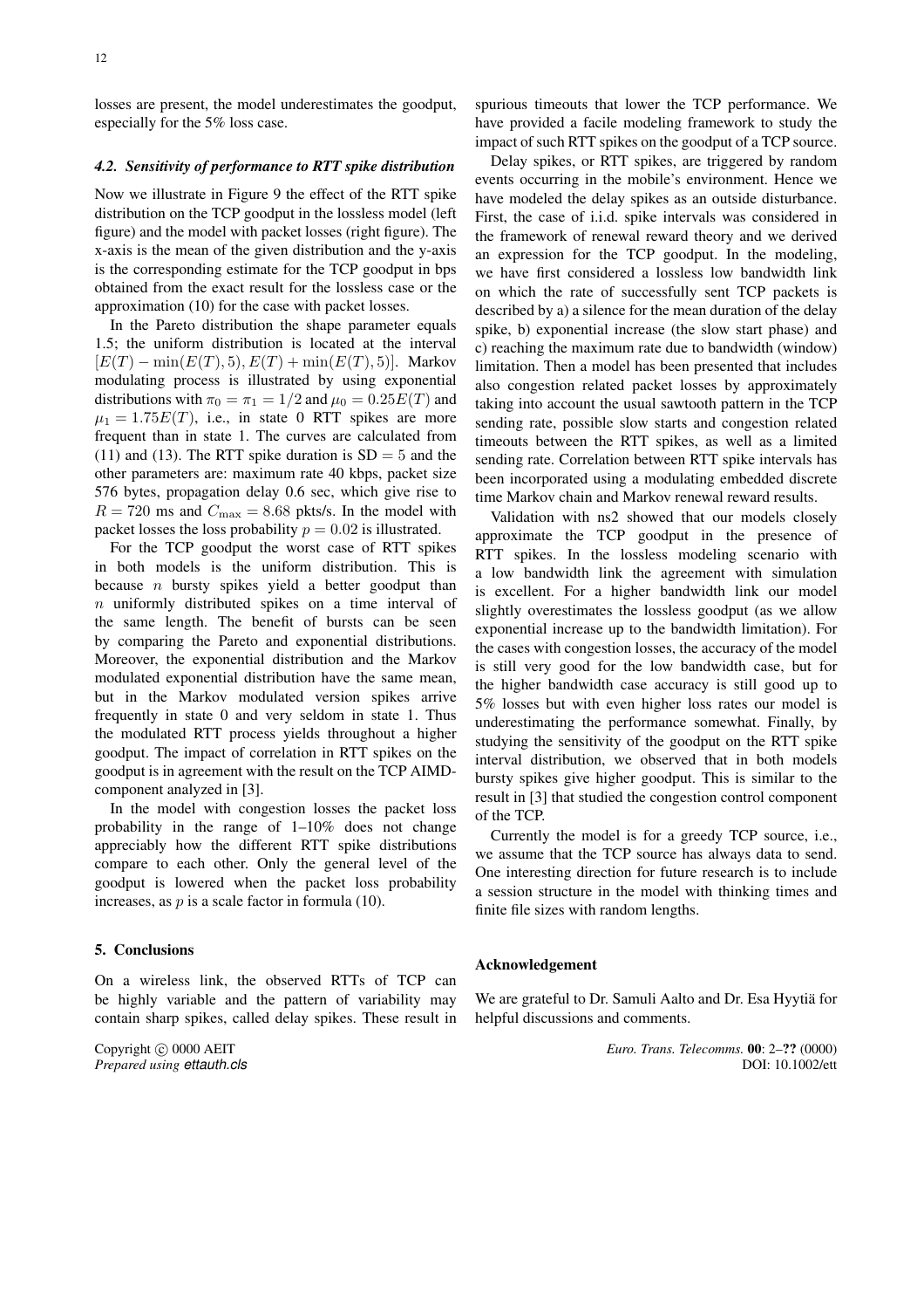losses are present, the model underestimates the goodput, especially for the 5% loss case.

### *4.2. Sensitivity of performance to RTT spike distribution*

Now we illustrate in Figure 9 the effect of the RTT spike distribution on the TCP goodput in the lossless model (left figure) and the model with packet losses (right figure). The x-axis is the mean of the given distribution and the y-axis is the corresponding estimate for the TCP goodput in bps obtained from the exact result for the lossless case or the approximation (10) for the case with packet losses.

In the Pareto distribution the shape parameter equals 1.5; the uniform distribution is located at the interval $[E(T) - \min(E(T), 5), E(T) + \min(E(T), 5)]$. Markov modulating process is illustrated by using exponential distributions with $\pi_0 = \pi_1 = 1/2$ and $\mu_0 = 0.25E(T)$ and $\mu_1 = 1.75E(T)$, i.e., in state 0 RTT spikes are more frequent than in state 1. The curves are calculated from (11) and (13). The RTT spike duration is $\mathrm{SD} = 5$ and the other parameters are: maximum rate 40 kbps, packet size 576 bytes, propagation delay 0.6 sec, which give rise to $R = 720$ ms and $C_{\max} = 8.68$ pkts/s. In the model with packet losses the loss probability $p = 0.02$ is illustrated.

For the TCP goodput the worst case of RTT spikes in both models is the uniform distribution. This is because $n$ bursty spikes yield a better goodput than $n$ uniformly distributed spikes on a time interval of the same length. The benefit of bursts can be seen by comparing the Pareto and exponential distributions. Moreover, the exponential distribution and the Markov modulated exponential distribution have the same mean, but in the Markov modulated version spikes arrive frequently in state 0 and very seldom in state 1. Thus the modulated RTT process yields throughout a higher goodput. The impact of correlation in RTT spikes on the goodput is in agreement with the result on the TCP AIMD-component analyzed in [3].

In the model with congestion losses the packet loss probability in the range of 1–10% does not change appreciably how the different RTT spike distributions compare to each other. Only the general level of the goodput is lowered when the packet loss probability increases, as $p$ is a scale factor in formula (10).

## 5. Conclusions

On a wireless link, the observed RTTs of TCP can be highly variable and the pattern of variability may contain sharp spikes, called delay spikes. These result in spurious timeouts that lower the TCP performance. We have provided a facile modeling framework to study the impact of such RTT spikes on the goodput of a TCP source.

Delay spikes, or RTT spikes, are triggered by random events occurring in the mobile's environment. Hence we have modeled the delay spikes as an outside disturbance. First, the case of i.i.d. spike intervals was considered in the framework of renewal reward theory and we derived an expression for the TCP goodput. In the modeling, we have first considered a lossless low bandwidth link on which the rate of successfully sent TCP packets is described by a) a silence for the mean duration of the delay spike, b) exponential increase (the slow start phase) and c) reaching the maximum rate due to bandwidth (window) limitation. Then a model has been presented that includes also congestion related packet losses by approximately taking into account the usual sawtooth pattern in the TCP sending rate, possible slow starts and congestion related timeouts between the RTT spikes, as well as a limited sending rate. Correlation between RTT spike intervals has been incorporated using a modulating embedded discrete time Markov chain and Markov renewal reward results.

Validation with ns2 showed that our models closely approximate the TCP goodput in the presence of RTT spikes. In the lossless modeling scenario with a low bandwidth link the agreement with simulation is excellent. For a higher bandwidth link our model slightly overestimates the lossless goodput (as we allow exponential increase up to the bandwidth limitation). For the cases with congestion losses, the accuracy of the model is still very good for the low bandwidth case, but for the higher bandwidth case accuracy is still good up to 5% losses but with even higher loss rates our model is underestimating the performance somewhat. Finally, by studying the sensitivity of the goodput on the RTT spike interval distribution, we observed that in both models bursty spikes give higher goodput. This is similar to the result in [3] that studied the congestion control component of the TCP.

Currently the model is for a greedy TCP source, i.e., we assume that the TCP source has always data to send. One interesting direction for future research is to include a session structure in the model with thinking times and finite file sizes with random lengths.

## Acknowledgement

We are grateful to Dr. Samuli Aalto and Dr. Esa Hyytiä for helpful discussions and comments.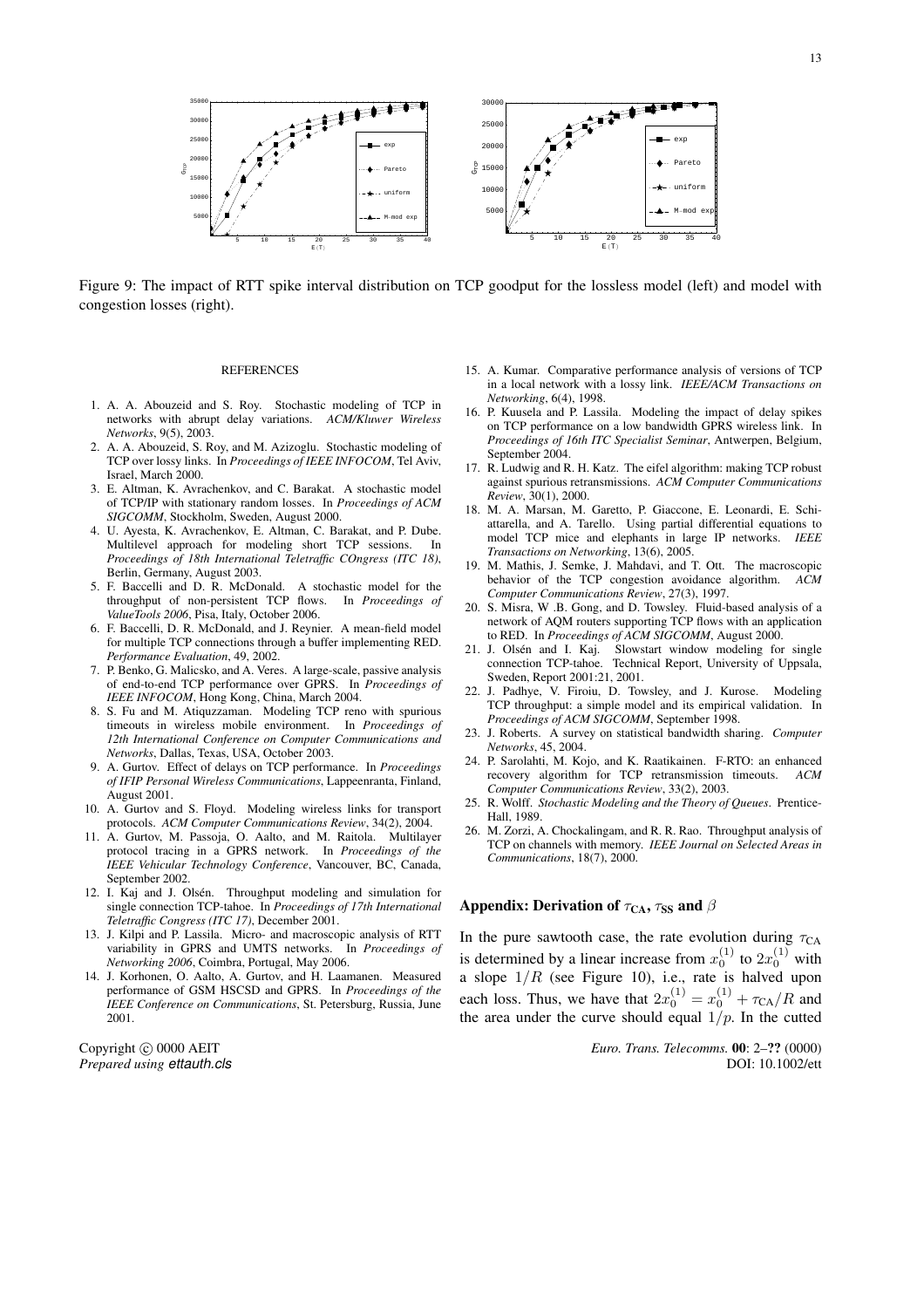Figure 9: The impact of RTT spike interval distribution on TCP goodput for the lossless model (left) and model with congestion losses (right).

## REFERENCES

1. A. A. Abouzeid and S. Roy. Stochastic modeling of TCP in networks with abrupt delay variations. *ACM/Kluwer Wireless Networks*, 9(5), 2003.
2. A. A. Abouzeid, S. Roy, and M. Azizoglu. Stochastic modeling of TCP over lossy links. In *Proceedings of IEEE INFOCOM*, Tel Aviv, Israel, March 2000.
3. E. Altman, K. Avrachenkov, and C. Barakat. A stochastic model of TCP/IP with stationary random losses. In *Proceedings of ACM SIGCOMM*, Stockholm, Sweden, August 2000.
4. U. Ayesta, K. Avrachenkov, E. Altman, C. Barakat, and P. Dube. Multilevel approach for modeling short TCP sessions. In *Proceedings of 18th International Teletraffic COngress (ITC 18)*, Berlin, Germany, August 2003.
5. F. Baccelli and D. R. McDonald. A stochastic model for the throughput of non-persistent TCP flows. In *Proceedings of ValueTools 2006*, Pisa, Italy, October 2006.
6. F. Baccelli, D. R. McDonald, and J. Reynier. A mean-field model for multiple TCP connections through a buffer implementing RED. *Performance Evaluation*, 49, 2002.
7. P. Benko, G. Malicsko, and A. Veres. A large-scale, passive analysis of end-to-end TCP performance over GPRS. In *Proceedings of IEEE INFOCOM*, Hong Kong, China, March 2004.
8. S. Fu and M. Atiquzzaman. Modeling TCP reno with spurious timeouts in wireless mobile environment. In *Proceedings of 12th International Conference on Computer Communications and Networks*, Dallas, Texas, USA, October 2003.
9. A. Gurtov. Effect of delays on TCP performance. In *Proceedings of IFIP Personal Wireless Communications*, Lappeenranta, Finland, August 2001.
10. A. Gurtov and S. Floyd. Modeling wireless links for transport protocols. *ACM Computer Communications Review*, 34(2), 2004.
11. A. Gurtov, M. Passoja, O. Aalto, and M. Raitola. Multilayer protocol tracing in a GPRS network. In *Proceedings of the IEEE Vehicular Technology Conference*, Vancouver, BC, Canada, September 2002.
12. I. Kaj and J. Olsén. Throughput modeling and simulation for single connection TCP-tahoe. In *Proceedings of 17th International Teletraffic Congress (ITC 17)*, December 2001.
13. J. Kilpi and P. Lassila. Micro- and macroscopic analysis of RTT variability in GPRS and UMTS networks. In *Proceedings of Networking 2006*, Coimbra, Portugal, May 2006.
14. J. Korhonen, O. Aalto, A. Gurtov, and H. Laamanen. Measured performance of GSM HSCSD and GPRS. In *Proceedings of the IEEE Conference on Communications*, St. Petersburg, Russia, June 2001.
15. A. Kumar. Comparative performance analysis of versions of TCP in a local network with a lossy link. *IEEE/ACM Transactions on Networking*, 6(4), 1998.
16. P. Kuusela and P. Lassila. Modeling the impact of delay spikes on TCP performance on a low bandwidth GPRS wireless link. In *Proceedings of 16th ITC Specialist Seminar*, Antwerpen, Belgium, September 2004.
17. R. Ludwig and R. H. Katz. The eifel algorithm: making TCP robust against spurious retransmissions. *ACM Computer Communications Review*, 30(1), 2000.
18. M. A. Marsan, M. Garetto, P. Giaccone, E. Leonardi, E. Schiattarella, and A. Tarello. Using partial differential equations to model TCP mice and elephants in large IP networks. *IEEE Transactions on Networking*, 13(6), 2005.
19. M. Mathis, J. Semke, J. Mahdavi, and T. Ott. The macroscopic behavior of the TCP congestion avoidance algorithm. *ACM Computer Communications Review*, 27(3), 1997.
20. S. Misra, W .B. Gong, and D. Towsley. Fluid-based analysis of a network of AQM routers supporting TCP flows with an application to RED. In *Proceedings of ACM SIGCOMM*, August 2000.
21. J. Olsén and I. Kaj. Slowstart window modeling for single connection TCP-tahoe. Technical Report, University of Uppsala, Sweden, Report 2001:21, 2001.
22. J. Padhye, V. Firoiu, D. Towsley, and J. Kurose. Modeling TCP throughput: a simple model and its empirical validation. In *Proceedings of ACM SIGCOMM*, September 1998.
23. J. Roberts. A survey on statistical bandwidth sharing. *Computer Networks*, 45, 2004.
24. P. Sarolahti, M. Kojo, and K. Raatikainen. F-RTO: an enhanced recovery algorithm for TCP retransmission timeouts. *ACM Computer Communications Review*, 33(2), 2003.
25. R. Wolff. *Stochastic Modeling and the Theory of Queues*. Prentice-Hall, 1989.
26. M. Zorzi, A. Chockalingam, and R. R. Rao. Throughput analysis of TCP on channels with memory. *IEEE Journal on Selected Areas in Communications*, 18(7), 2000.

## Appendix: Derivation of $\tau_{CA}$, $\tau_{SS}$ and $\beta$

In the pure sawtooth case, the rate evolution during $\tau_{CA}$ is determined by a linear increase from $x_0^{(1)}$ to $2x_0^{(1)}$ with a slope $1/R$ (see Figure 10), i.e., rate is halved upon each loss. Thus, we have that $2x_0^{(1)} = x_0^{(1)} + \tau_{CA}/R$ and the area under the curve should equal $1/p$. In the cutted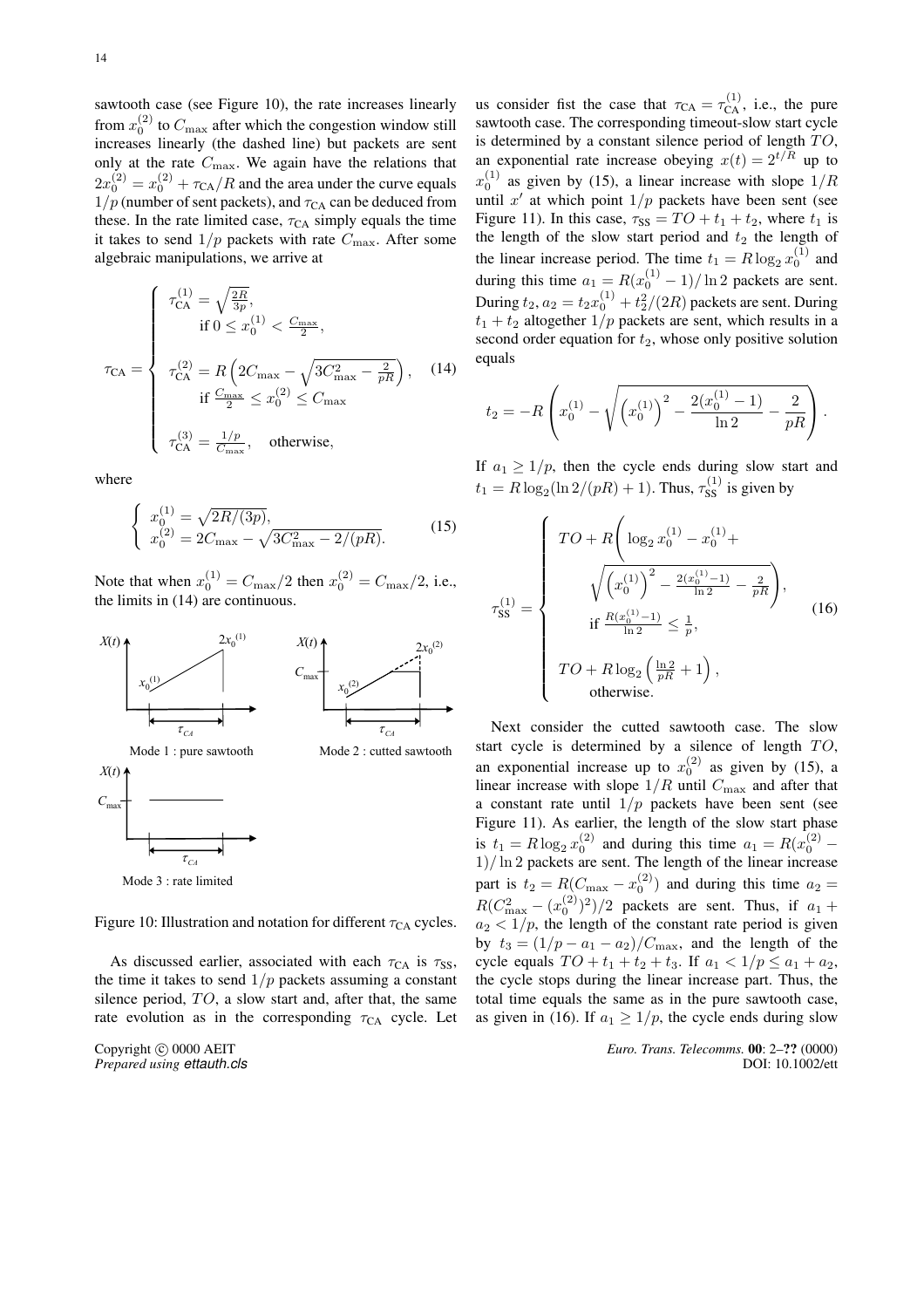sawtooth case (see Figure 10), the rate increases linearly from $x_0^{(2)}$ to $C_{\max}$ after which the congestion window still increases linearly (the dashed line) but packets are sent only at the rate $C_{\max}$. We again have the relations that $2x_0^{(2)} = x_0^{(2)} + \tau_{\text{CA}}/R$ and the area under the curve equals $1/p$ (number of sent packets), and $\tau_{\text{CA}}$ can be deduced from these. In the rate limited case, $\tau_{\text{CA}}$ simply equals the time it takes to send $1/p$ packets with rate $C_{\max}$. After some algebraic manipulations, we arrive at

$$
\tau_{\text{CA}} = \begin{cases} \tau_{\text{CA}}^{(1)} = \sqrt{\frac{2R}{3p}}, \\ \quad \text{if } 0 \le x_0^{(1)} < \frac{C_{\max}}{2}, \\ \\ \tau_{\text{CA}}^{(2)} = R\left(2C_{\max} - \sqrt{3C_{\max}^2 - \frac{2}{pR}}\right), \\ \quad \text{if } \frac{C_{\max}}{2} \le x_0^{(2)} \le C_{\max} \\ \\ \tau_{\text{CA}}^{(3)} = \frac{1/p}{C_{\max}}, \quad \text{otherwise,} \end{cases} \tag{14}
$$

where

$$
\begin{cases} x_0^{(1)} = \sqrt{2R/(3p)}, \\ x_0^{(2)} = 2C_{\max} - \sqrt{3C_{\max}^2 - 2/(pR)}. \end{cases} \tag{15}
$$

Note that when $x_0^{(1)} = C_{\max}/2$ then $x_0^{(2)} = C_{\max}/2$, i.e., the limits in (14) are continuous.

Figure 10: Illustration and notation for different $\tau_{\text{CA}}$ cycles.

As discussed earlier, associated with each $\tau_{\text{CA}}$ is $\tau_{\text{SS}}$, the time it takes to send $1/p$ packets assuming a constant silence period, $TO$, a slow start and, after that, the same rate evolution as in the corresponding $\tau_{\text{CA}}$ cycle. Let us consider fist the case that $\tau_{\text{CA}} = \tau_{\text{CA}}^{(1)}$, i.e., the pure sawtooth case. The corresponding timeout-slow start cycle is determined by a constant silence period of length $TO$, an exponential rate increase obeying $x(t) = 2^{t/R}$ up to $x_0^{(1)}$ as given by (15), a linear increase with slope $1/R$ until $x'$ at which point $1/p$ packets have been sent (see Figure 11). In this case, $\tau_{\text{SS}} = TO + t_1 + t_2$, where $t_1$ is the length of the slow start period and $t_2$ the length of the linear increase period. The time $t_1 = R\log_2 x_0^{(1)}$ and during this time $a_1 = R(x_0^{(1)} - 1)/\ln 2$ packets are sent. During $t_2$, $a_2 = t_2 x_0^{(1)} + t_2^2/(2R)$ packets are sent. During $t_1 + t_2$ altogether $1/p$ packets are sent, which results in a second order equation for $t_2$, whose only positive solution equals

$$
t_2 = -R\left(x_0^{(1)} - \sqrt{\left(x_0^{(1)}\right)^2 - \frac{2(x_0^{(1)} - 1)}{\ln 2} - \frac{2}{pR}}\right).
$$

If $a_1 \ge 1/p$, then the cycle ends during slow start and $t_1 = R\log_2(\ln 2/(pR) + 1)$. Thus, $\tau_{\text{SS}}^{(1)}$ is given by

$$
\tau_{\text{SS}}^{(1)} = \begin{cases} TO + R\Bigg(\log_2 x_0^{(1)} - x_0^{(1)} + \\ \qquad \sqrt{\left(x_0^{(1)}\right)^2 - \frac{2(x_0^{(1)}-1)}{\ln 2} - \frac{2}{pR}}\Bigg), \\ \quad \text{if } \frac{R(x_0^{(1)}-1)}{\ln 2} \le \frac{1}{p}, \\ \\ TO + R\log_2\left(\frac{\ln 2}{pR} + 1\right), \\ \quad \text{otherwise.} \end{cases} \tag{16}
$$

Next consider the cutted sawtooth case. The slow start cycle is determined by a silence of length $TO$, an exponential increase up to $x_0^{(2)}$ as given by (15), a linear increase with slope $1/R$ until $C_{\max}$ and after that a constant rate until $1/p$ packets have been sent (see Figure 11). As earlier, the length of the slow start phase is $t_1 = R\log_2 x_0^{(2)}$ and during this time $a_1 = R(x_0^{(2)} - 1)/\ln 2$ packets are sent. The length of the linear increase part is $t_2 = R(C_{\max} - x_0^{(2)})$ and during this time $a_2 = R(C_{\max}^2 - (x_0^{(2)})^2)/2$ packets are sent. Thus, if $a_1 + a_2 < 1/p$, the length of the constant rate period is given by $t_3 = (1/p - a_1 - a_2)/C_{\max}$, and the length of the cycle equals $TO + t_1 + t_2 + t_3$. If $a_1 < 1/p \le a_1 + a_2$, the cycle stops during the linear increase part. Thus, the total time equals the same as in the pure sawtooth case, as given in (16). If $a_1 \ge 1/p$, the cycle ends during slow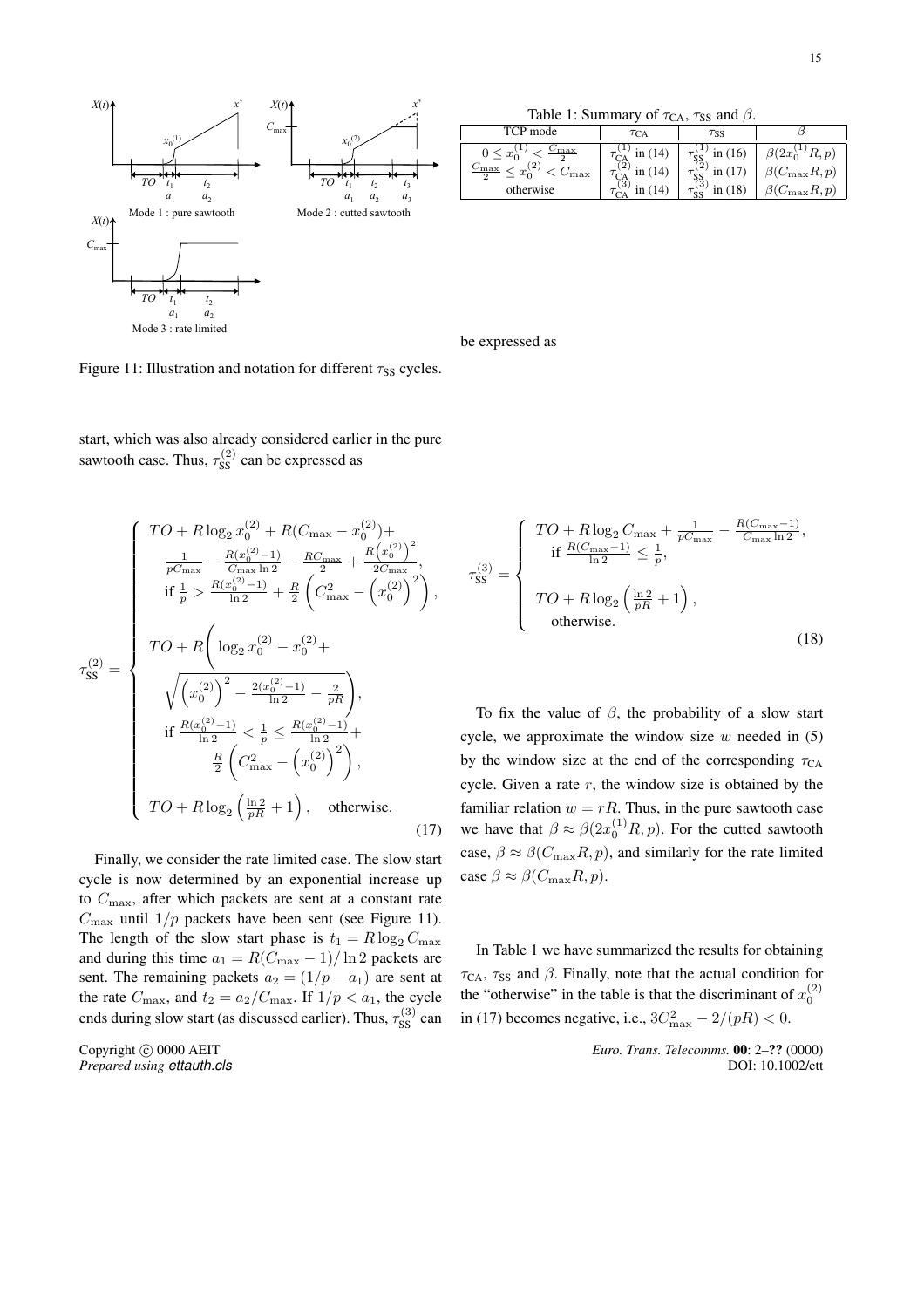X(t)

x'

$x_0^{(1)}$

TO $t_1$ $t_2$

$a_1$ $a_2$

Mode 1 : pure sawtooth

X(t)

$C_{\max}$

x'

$x_0^{(2)}$

TO $t_1$ $t_2$ $t_3$

$a_1$ $a_2$ $a_3$

Mode 2 : cutted sawtooth

X(t)

$C_{\max}$

TO $t_1$ $t_2$

$a_1$ $a_2$

Mode 3 : rate limited

Figure 11: Illustration and notation for different $\tau_{\text{SS}}$ cycles.

start, which was also already considered earlier in the pure sawtooth case. Thus, $\tau_{\text{SS}}^{(2)}$ can be expressed as

$$
\tau_{\text{SS}}^{(2)} = \begin{cases} TO + R\log_2 x_0^{(2)} + R(C_{\max} - x_0^{(2)}) + \\ \quad \frac{1}{pC_{\max}} - \frac{R(x_0^{(2)}-1)}{C_{\max}\ln 2} - \frac{RC_{\max}}{2} + \frac{R\left(x_0^{(2)}\right)^2}{2C_{\max}}, \\ \quad \text{if } \frac{1}{p} > \frac{R(x_0^{(2)}-1)}{\ln 2} + \frac{R}{2}\left(C_{\max}^2 - \left(x_0^{(2)}\right)^2\right), \\ TO + R\left( \log_2 x_0^{(2)} - x_0^{(2)} + \right. \\ \quad \left. \sqrt{\left(x_0^{(2)}\right)^2 - \frac{2(x_0^{(2)}-1)}{\ln 2} - \frac{2}{pR}} \right), \\ \quad \text{if } \frac{R(x_0^{(2)}-1)}{\ln 2} < \frac{1}{p} \le \frac{R(x_0^{(2)}-1)}{\ln 2} + \\ \quad\quad \frac{R}{2}\left(C_{\max}^2 - \left(x_0^{(2)}\right)^2\right), \\ TO + R\log_2\left(\frac{\ln 2}{pR} + 1\right), \quad \text{otherwise.} \end{cases} \tag{17}
$$

Finally, we consider the rate limited case. The slow start cycle is now determined by an exponential increase up to $C_{\max}$, after which packets are sent at a constant rate $C_{\max}$ until $1/p$ packets have been sent (see Figure 11). The length of the slow start phase is $t_1 = R\log_2 C_{\max}$ and during this time $a_1 = R(C_{\max} - 1)/\ln 2$ packets are sent. The remaining packets $a_2 = (1/p - a_1)$ are sent at the rate $C_{\max}$, and $t_2 = a_2/C_{\max}$. If $1/p < a_1$, the cycle ends during slow start (as discussed earlier). Thus, $\tau_{\text{SS}}^{(3)}$ can be expressed as

$$
\tau_{\text{SS}}^{(3)} = \begin{cases} TO + R\log_2 C_{\max} + \frac{1}{pC_{\max}} - \frac{R(C_{\max}-1)}{C_{\max}\ln 2}, \\ \quad \text{if } \frac{R(C_{\max}-1)}{\ln 2} \le \frac{1}{p}, \\ TO + R\log_2\left(\frac{\ln 2}{pR} + 1\right), \\ \quad \text{otherwise.} \end{cases} \tag{18}
$$

To fix the value of $\beta$, the probability of a slow start cycle, we approximate the window size $w$ needed in (5) by the window size at the end of the corresponding $\tau_{\text{CA}}$ cycle. Given a rate $r$, the window size is obtained by the familiar relation $w = rR$. Thus, in the pure sawtooth case we have that $\beta \approx \beta(2x_0^{(1)}R, p)$. For the cutted sawtooth case, $\beta \approx \beta(C_{\max}R, p)$, and similarly for the rate limited case $\beta \approx \beta(C_{\max}R, p)$.

Table 1: Summary of $\tau_{\text{CA}}$, $\tau_{\text{SS}}$ and $\beta$.

| TCP mode | $\tau_{\text{CA}}$ | $\tau_{\text{SS}}$ | $\beta$ |
|---|---|---|---|
| $0 \le x_0^{(1)} < \frac{C_{\max}}{2}$ | $\tau_{\text{CA}}^{(1)}$ in (14) | $\tau_{\text{SS}}^{(1)}$ in (16) | $\beta(2x_0^{(1)}R, p)$ |
| $\frac{C_{\max}}{2} \le x_0^{(2)} < C_{\max}$ | $\tau_{\text{CA}}^{(2)}$ in (14) | $\tau_{\text{SS}}^{(2)}$ in (17) | $\beta(C_{\max}R, p)$ |
| otherwise | $\tau_{\text{CA}}^{(3)}$ in (14) | $\tau_{\text{SS}}^{(3)}$ in (18) | $\beta(C_{\max}R, p)$ |

In Table 1 we have summarized the results for obtaining $\tau_{\text{CA}}$, $\tau_{\text{SS}}$ and $\beta$. Finally, note that the actual condition for the "otherwise" in the table is that the discriminant of $x_0^{(2)}$ in (17) becomes negative, i.e., $3C_{\max}^2 - 2/(pR) < 0$.